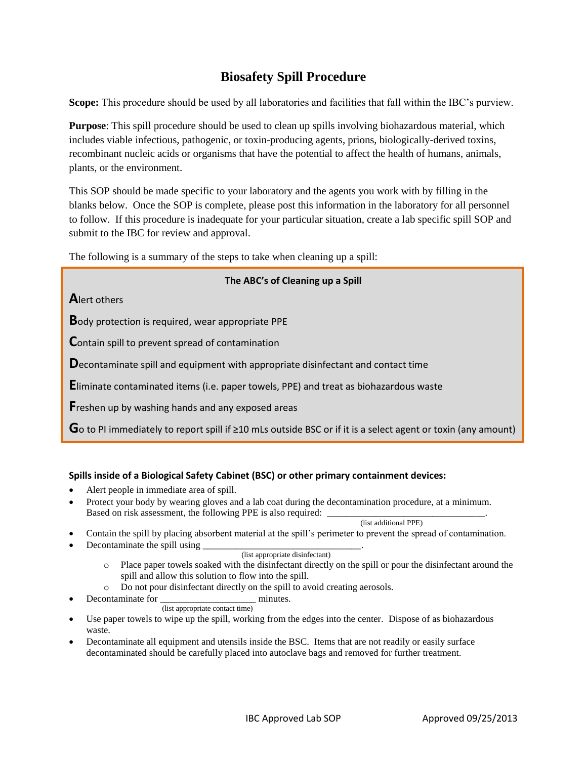# Biosafety Spill Procedure

**Scope:** This procedure should be used by all laboratories and facilities that fall within the IBC's purview.

**Purpose**: This spill procedure should be used to clean up spills involving biohazardous material, which includes viable infectious, pathogenic, or toxin-producing agents, prions, biologically-derived toxins, recombinant nucleic acids or organisms that have the potential to affect the health of humans, animals, plants, or the environment.

This SOP should be made specific to your laboratory and the agents you work with by filling in the blanks below. Once the SOP is complete, please post this information in the laboratory for all personnel to follow. If this procedure is inadequate for your particular situation, create a lab specific spill SOP and submit to the IBC for review and approval.

The following is a summary of the steps to take when cleaning up a spill:

**The ABC's of Cleaning up a Spill**

**A**lert others

**B**ody protection is required, wear appropriate PPE

**C**ontain spill to prevent spread of contamination

**D**econtaminate spill and equipment with appropriate disinfectant and contact time

**E**liminate contaminated items (i.e. paper towels, PPE) and treat as biohazardous waste

**F**reshen up by washing hands and any exposed areas

**G**o to PI immediately to report spill if ≥10 mLs outside BSC or if it is a select agent or toxin (any amount)

**Spills inside of a Biological Safety Cabinet (BSC) or other primary containment devices:**

- Alert people in immediate area of spill.
- Protect your body by wearing gloves and a lab coat during the decontamination procedure, at a minimum. Based on risk assessment, the following PPE is also required: _________________________________.
  (list additional PPE)
- Contain the spill by placing absorbent material at the spill's perimeter to prevent the spread of contamination.
- Decontaminate the spill using _________________________________.
  (list appropriate disinfectant)
  - Place paper towels soaked with the disinfectant directly on the spill or pour the disinfectant around the spill and allow this solution to flow into the spill.
  - Do not pour disinfectant directly on the spill to avoid creating aerosols.
- Decontaminate for ____________________ minutes.
  (list appropriate contact time)
- Use paper towels to wipe up the spill, working from the edges into the center. Dispose of as biohazardous waste.
- Decontaminate all equipment and utensils inside the BSC. Items that are not readily or easily surface decontaminated should be carefully placed into autoclave bags and removed for further treatment.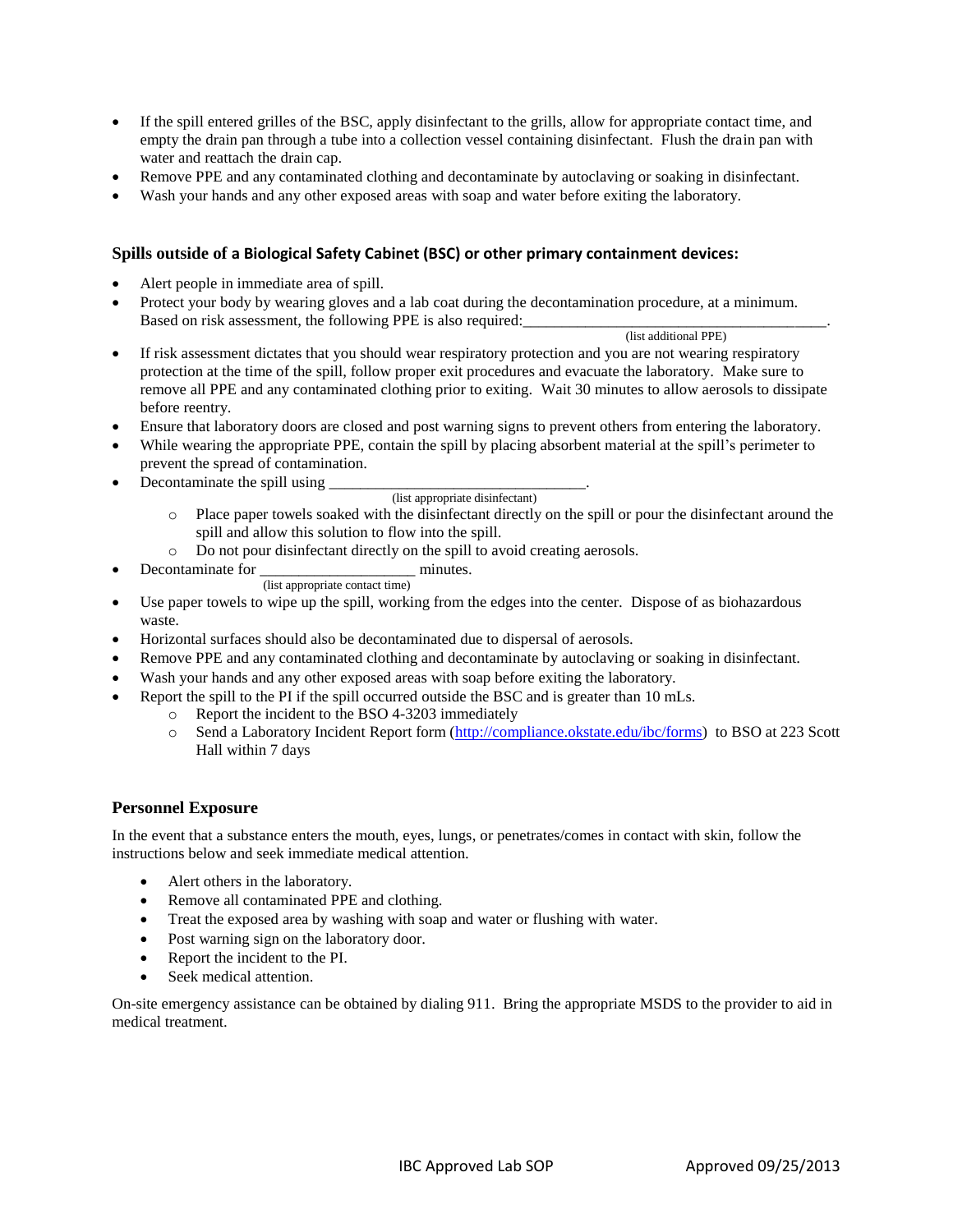- If the spill entered grilles of the BSC, apply disinfectant to the grills, allow for appropriate contact time, and empty the drain pan through a tube into a collection vessel containing disinfectant. Flush the drain pan with water and reattach the drain cap.
- Remove PPE and any contaminated clothing and decontaminate by autoclaving or soaking in disinfectant.
- Wash your hands and any other exposed areas with soap and water before exiting the laboratory.

### Spills outside of a Biological Safety Cabinet (BSC) or other primary containment devices:

- Alert people in immediate area of spill.
- Protect your body by wearing gloves and a lab coat during the decontamination procedure, at a minimum. Based on risk assessment, the following PPE is also required:________________________________________.
  (list additional PPE)
- If risk assessment dictates that you should wear respiratory protection and you are not wearing respiratory protection at the time of the spill, follow proper exit procedures and evacuate the laboratory. Make sure to remove all PPE and any contaminated clothing prior to exiting. Wait 30 minutes to allow aerosols to dissipate before reentry.
- Ensure that laboratory doors are closed and post warning signs to prevent others from entering the laboratory.
- While wearing the appropriate PPE, contain the spill by placing absorbent material at the spill's perimeter to prevent the spread of contamination.
- Decontaminate the spill using _________________________________.
  (list appropriate disinfectant)
  - Place paper towels soaked with the disinfectant directly on the spill or pour the disinfectant around the spill and allow this solution to flow into the spill.
  - Do not pour disinfectant directly on the spill to avoid creating aerosols.
- Decontaminate for ____________________ minutes.
  (list appropriate contact time)
- Use paper towels to wipe up the spill, working from the edges into the center. Dispose of as biohazardous waste.
- Horizontal surfaces should also be decontaminated due to dispersal of aerosols.
- Remove PPE and any contaminated clothing and decontaminate by autoclaving or soaking in disinfectant.
- Wash your hands and any other exposed areas with soap before exiting the laboratory.
- Report the spill to the PI if the spill occurred outside the BSC and is greater than 10 mLs.
  - Report the incident to the BSO 4-3203 immediately
  - Send a Laboratory Incident Report form (http://compliance.okstate.edu/ibc/forms) to BSO at 223 Scott Hall within 7 days

### Personnel Exposure

In the event that a substance enters the mouth, eyes, lungs, or penetrates/comes in contact with skin, follow the instructions below and seek immediate medical attention.

- Alert others in the laboratory.
- Remove all contaminated PPE and clothing.
- Treat the exposed area by washing with soap and water or flushing with water.
- Post warning sign on the laboratory door.
- Report the incident to the PI.
- Seek medical attention.

On-site emergency assistance can be obtained by dialing 911. Bring the appropriate MSDS to the provider to aid in medical treatment.

IBC Approved Lab SOP Approved 09/25/2013